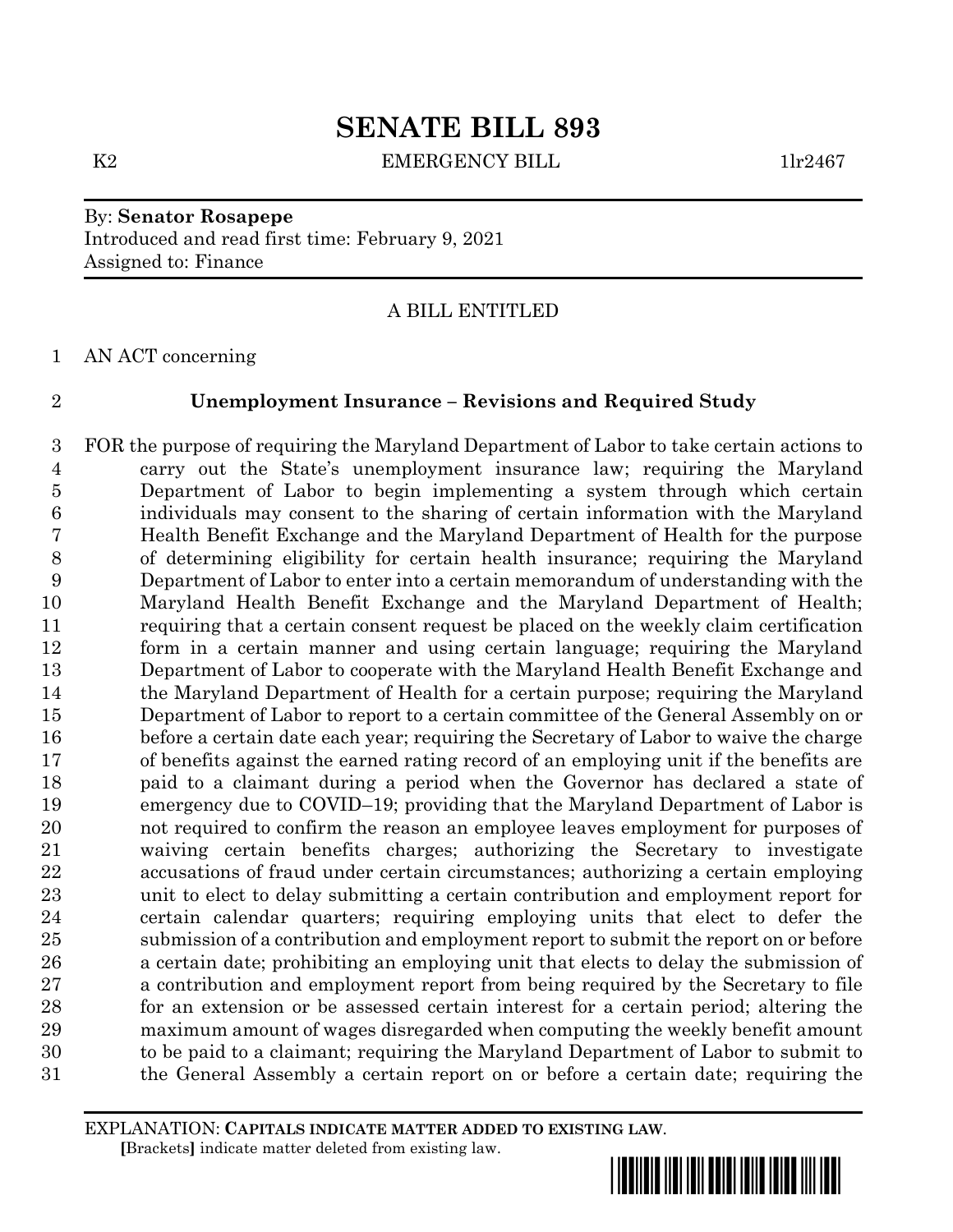# SENATE BILL 893

K2 EMERGENCY BILL 1lr2467

By: **Senator Rosapepe**
Introduced and read first time: February 9, 2021
Assigned to: Finance

A BILL ENTITLED

AN ACT concerning

## Unemployment Insurance – Revisions and Required Study

FOR the purpose of requiring the Maryland Department of Labor to take certain actions to carry out the State's unemployment insurance law; requiring the Maryland Department of Labor to begin implementing a system through which certain individuals may consent to the sharing of certain information with the Maryland Health Benefit Exchange and the Maryland Department of Health for the purpose of determining eligibility for certain health insurance; requiring the Maryland Department of Labor to enter into a certain memorandum of understanding with the Maryland Health Benefit Exchange and the Maryland Department of Health; requiring that a certain consent request be placed on the weekly claim certification form in a certain manner and using certain language; requiring the Maryland Department of Labor to cooperate with the Maryland Health Benefit Exchange and the Maryland Department of Health for a certain purpose; requiring the Maryland Department of Labor to report to a certain committee of the General Assembly on or before a certain date each year; requiring the Secretary of Labor to waive the charge of benefits against the earned rating record of an employing unit if the benefits are paid to a claimant during a period when the Governor has declared a state of emergency due to COVID–19; providing that the Maryland Department of Labor is not required to confirm the reason an employee leaves employment for purposes of waiving certain benefits charges; authorizing the Secretary to investigate accusations of fraud under certain circumstances; authorizing a certain employing unit to elect to delay submitting a certain contribution and employment report for certain calendar quarters; requiring employing units that elect to defer the submission of a contribution and employment report to submit the report on or before a certain date; prohibiting an employing unit that elects to delay the submission of a contribution and employment report from being required by the Secretary to file for an extension or be assessed certain interest for a certain period; altering the maximum amount of wages disregarded when computing the weekly benefit amount to be paid to a claimant; requiring the Maryland Department of Labor to submit to the General Assembly a certain report on or before a certain date; requiring the

EXPLANATION: **CAPITALS INDICATE MATTER ADDED TO EXISTING LAW**.
**[**Brackets**]** indicate matter deleted from existing law.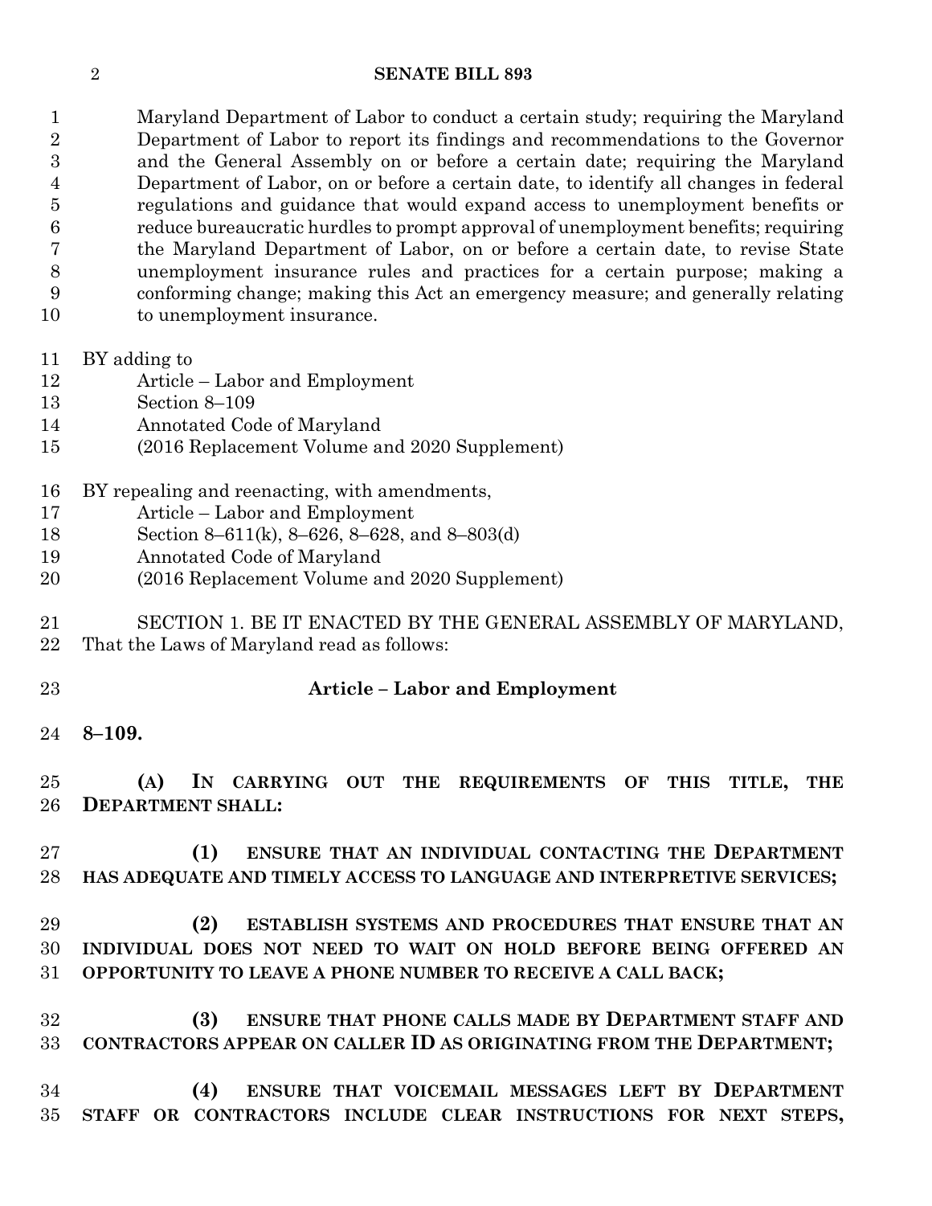Maryland Department of Labor to conduct a certain study; requiring the Maryland Department of Labor to report its findings and recommendations to the Governor and the General Assembly on or before a certain date; requiring the Maryland Department of Labor, on or before a certain date, to identify all changes in federal regulations and guidance that would expand access to unemployment benefits or reduce bureaucratic hurdles to prompt approval of unemployment benefits; requiring the Maryland Department of Labor, on or before a certain date, to revise State unemployment insurance rules and practices for a certain purpose; making a conforming change; making this Act an emergency measure; and generally relating to unemployment insurance.

BY adding to
Article – Labor and Employment
Section 8–109
Annotated Code of Maryland
(2016 Replacement Volume and 2020 Supplement)

BY repealing and reenacting, with amendments,
Article – Labor and Employment
Section 8–611(k), 8–626, 8–628, and 8–803(d)
Annotated Code of Maryland
(2016 Replacement Volume and 2020 Supplement)

SECTION 1. BE IT ENACTED BY THE GENERAL ASSEMBLY OF MARYLAND, That the Laws of Maryland read as follows:

**Article – Labor and Employment**

**8–109.**

**(A) IN CARRYING OUT THE REQUIREMENTS OF THIS TITLE, THE DEPARTMENT SHALL:**

**(1) ENSURE THAT AN INDIVIDUAL CONTACTING THE DEPARTMENT HAS ADEQUATE AND TIMELY ACCESS TO LANGUAGE AND INTERPRETIVE SERVICES;**

**(2) ESTABLISH SYSTEMS AND PROCEDURES THAT ENSURE THAT AN INDIVIDUAL DOES NOT NEED TO WAIT ON HOLD BEFORE BEING OFFERED AN OPPORTUNITY TO LEAVE A PHONE NUMBER TO RECEIVE A CALL BACK;**

**(3) ENSURE THAT PHONE CALLS MADE BY DEPARTMENT STAFF AND CONTRACTORS APPEAR ON CALLER ID AS ORIGINATING FROM THE DEPARTMENT;**

**(4) ENSURE THAT VOICEMAIL MESSAGES LEFT BY DEPARTMENT STAFF OR CONTRACTORS INCLUDE CLEAR INSTRUCTIONS FOR NEXT STEPS,**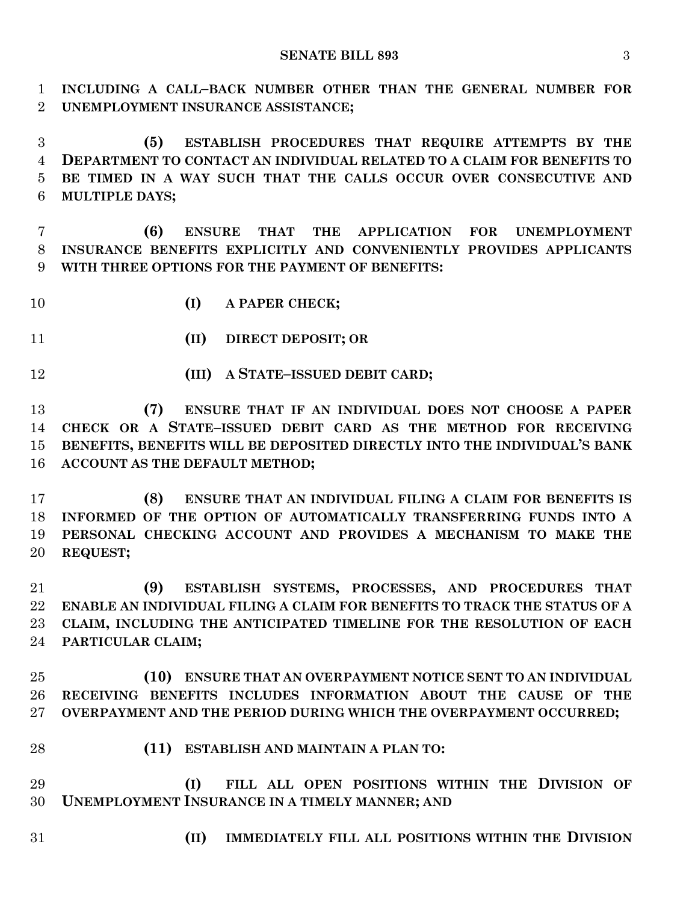**INCLUDING A CALL–BACK NUMBER OTHER THAN THE GENERAL NUMBER FOR UNEMPLOYMENT INSURANCE ASSISTANCE;**

**(5) ESTABLISH PROCEDURES THAT REQUIRE ATTEMPTS BY THE DEPARTMENT TO CONTACT AN INDIVIDUAL RELATED TO A CLAIM FOR BENEFITS TO BE TIMED IN A WAY SUCH THAT THE CALLS OCCUR OVER CONSECUTIVE AND MULTIPLE DAYS;**

**(6) ENSURE THAT THE APPLICATION FOR UNEMPLOYMENT INSURANCE BENEFITS EXPLICITLY AND CONVENIENTLY PROVIDES APPLICANTS WITH THREE OPTIONS FOR THE PAYMENT OF BENEFITS:**

**(I) A PAPER CHECK;**

**(II) DIRECT DEPOSIT; OR**

**(III) A STATE–ISSUED DEBIT CARD;**

**(7) ENSURE THAT IF AN INDIVIDUAL DOES NOT CHOOSE A PAPER CHECK OR A STATE–ISSUED DEBIT CARD AS THE METHOD FOR RECEIVING BENEFITS, BENEFITS WILL BE DEPOSITED DIRECTLY INTO THE INDIVIDUAL'S BANK ACCOUNT AS THE DEFAULT METHOD;**

**(8) ENSURE THAT AN INDIVIDUAL FILING A CLAIM FOR BENEFITS IS INFORMED OF THE OPTION OF AUTOMATICALLY TRANSFERRING FUNDS INTO A PERSONAL CHECKING ACCOUNT AND PROVIDES A MECHANISM TO MAKE THE REQUEST;**

**(9) ESTABLISH SYSTEMS, PROCESSES, AND PROCEDURES THAT ENABLE AN INDIVIDUAL FILING A CLAIM FOR BENEFITS TO TRACK THE STATUS OF A CLAIM, INCLUDING THE ANTICIPATED TIMELINE FOR THE RESOLUTION OF EACH PARTICULAR CLAIM;**

**(10) ENSURE THAT AN OVERPAYMENT NOTICE SENT TO AN INDIVIDUAL RECEIVING BENEFITS INCLUDES INFORMATION ABOUT THE CAUSE OF THE OVERPAYMENT AND THE PERIOD DURING WHICH THE OVERPAYMENT OCCURRED;**

**(11) ESTABLISH AND MAINTAIN A PLAN TO:**

**(I) FILL ALL OPEN POSITIONS WITHIN THE DIVISION OF UNEMPLOYMENT INSURANCE IN A TIMELY MANNER; AND**

**(II) IMMEDIATELY FILL ALL POSITIONS WITHIN THE DIVISION**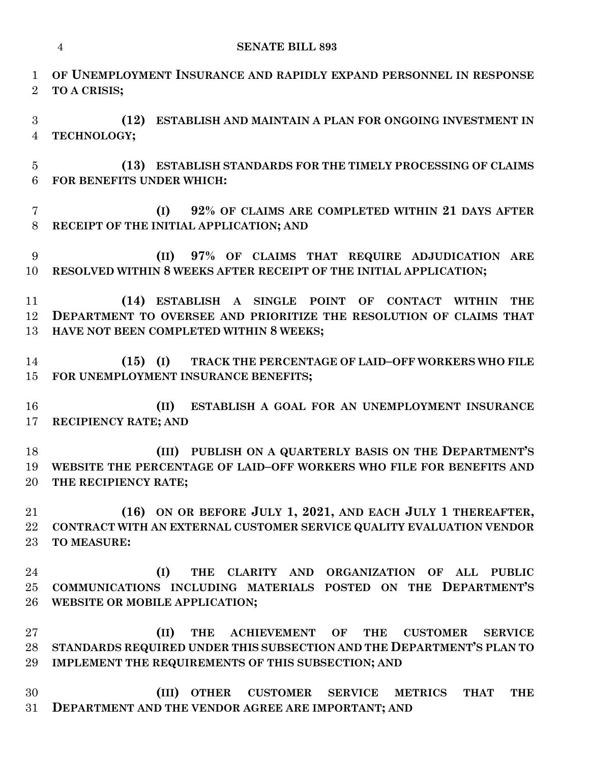**OF UNEMPLOYMENT INSURANCE AND RAPIDLY EXPAND PERSONNEL IN RESPONSE TO A CRISIS;**

**(12) ESTABLISH AND MAINTAIN A PLAN FOR ONGOING INVESTMENT IN TECHNOLOGY;**

**(13) ESTABLISH STANDARDS FOR THE TIMELY PROCESSING OF CLAIMS FOR BENEFITS UNDER WHICH:**

**(I) 92% OF CLAIMS ARE COMPLETED WITHIN 21 DAYS AFTER RECEIPT OF THE INITIAL APPLICATION; AND**

**(II) 97% OF CLAIMS THAT REQUIRE ADJUDICATION ARE RESOLVED WITHIN 8 WEEKS AFTER RECEIPT OF THE INITIAL APPLICATION;**

**(14) ESTABLISH A SINGLE POINT OF CONTACT WITHIN THE DEPARTMENT TO OVERSEE AND PRIORITIZE THE RESOLUTION OF CLAIMS THAT HAVE NOT BEEN COMPLETED WITHIN 8 WEEKS;**

**(15) (I) TRACK THE PERCENTAGE OF LAID–OFF WORKERS WHO FILE FOR UNEMPLOYMENT INSURANCE BENEFITS;**

**(II) ESTABLISH A GOAL FOR AN UNEMPLOYMENT INSURANCE RECIPIENCY RATE; AND**

**(III) PUBLISH ON A QUARTERLY BASIS ON THE DEPARTMENT'S WEBSITE THE PERCENTAGE OF LAID–OFF WORKERS WHO FILE FOR BENEFITS AND THE RECIPIENCY RATE;**

**(16) ON OR BEFORE JULY 1, 2021, AND EACH JULY 1 THEREAFTER, CONTRACT WITH AN EXTERNAL CUSTOMER SERVICE QUALITY EVALUATION VENDOR TO MEASURE:**

**(I) THE CLARITY AND ORGANIZATION OF ALL PUBLIC COMMUNICATIONS INCLUDING MATERIALS POSTED ON THE DEPARTMENT'S WEBSITE OR MOBILE APPLICATION;**

**(II) THE ACHIEVEMENT OF THE CUSTOMER SERVICE STANDARDS REQUIRED UNDER THIS SUBSECTION AND THE DEPARTMENT'S PLAN TO IMPLEMENT THE REQUIREMENTS OF THIS SUBSECTION; AND**

**(III) OTHER CUSTOMER SERVICE METRICS THAT THE DEPARTMENT AND THE VENDOR AGREE ARE IMPORTANT; AND**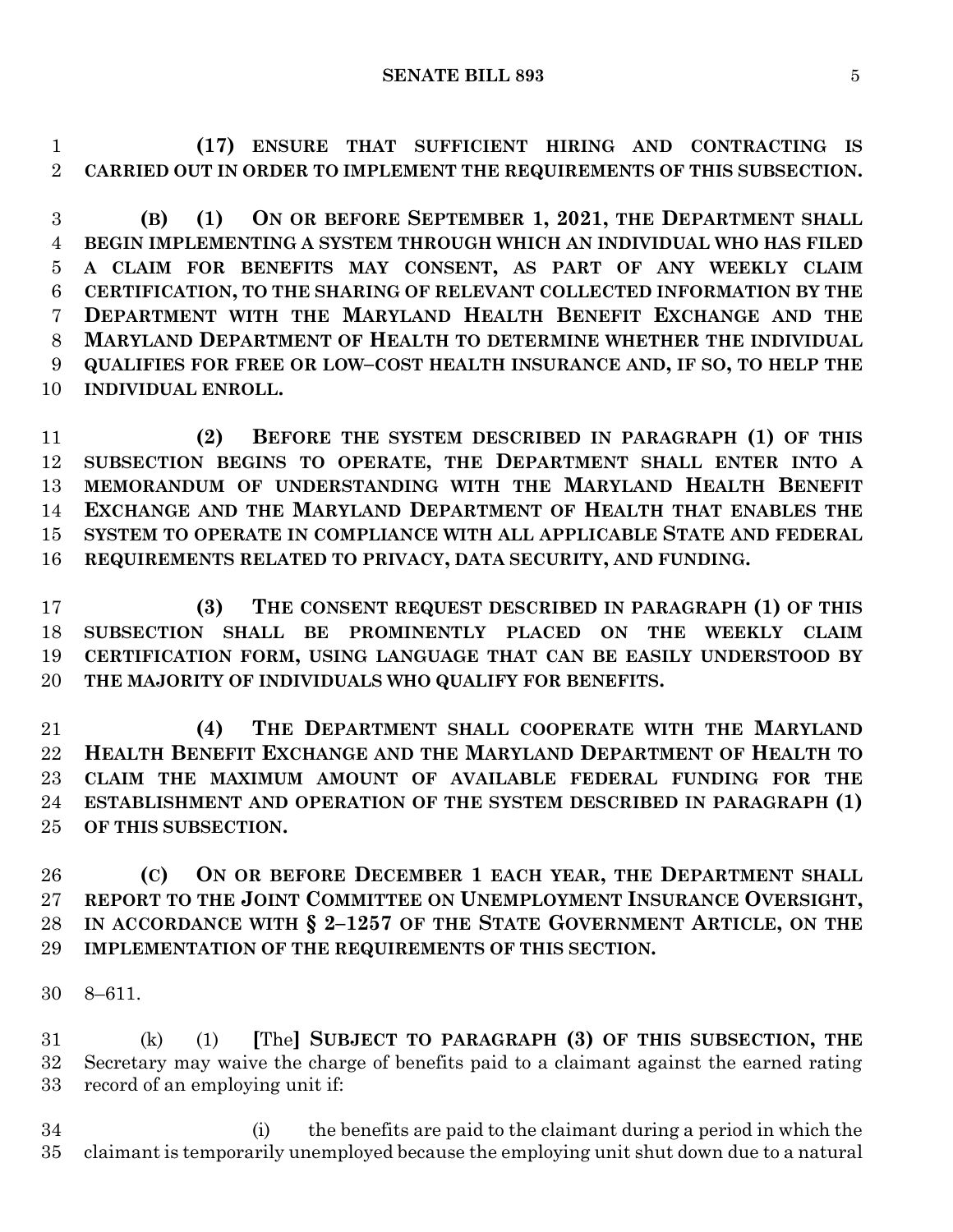**(17) ENSURE THAT SUFFICIENT HIRING AND CONTRACTING IS CARRIED OUT IN ORDER TO IMPLEMENT THE REQUIREMENTS OF THIS SUBSECTION.**

**(B) (1) ON OR BEFORE SEPTEMBER 1, 2021, THE DEPARTMENT SHALL BEGIN IMPLEMENTING A SYSTEM THROUGH WHICH AN INDIVIDUAL WHO HAS FILED A CLAIM FOR BENEFITS MAY CONSENT, AS PART OF ANY WEEKLY CLAIM CERTIFICATION, TO THE SHARING OF RELEVANT COLLECTED INFORMATION BY THE DEPARTMENT WITH THE MARYLAND HEALTH BENEFIT EXCHANGE AND THE MARYLAND DEPARTMENT OF HEALTH TO DETERMINE WHETHER THE INDIVIDUAL QUALIFIES FOR FREE OR LOW–COST HEALTH INSURANCE AND, IF SO, TO HELP THE INDIVIDUAL ENROLL.**

**(2) BEFORE THE SYSTEM DESCRIBED IN PARAGRAPH (1) OF THIS SUBSECTION BEGINS TO OPERATE, THE DEPARTMENT SHALL ENTER INTO A MEMORANDUM OF UNDERSTANDING WITH THE MARYLAND HEALTH BENEFIT EXCHANGE AND THE MARYLAND DEPARTMENT OF HEALTH THAT ENABLES THE SYSTEM TO OPERATE IN COMPLIANCE WITH ALL APPLICABLE STATE AND FEDERAL REQUIREMENTS RELATED TO PRIVACY, DATA SECURITY, AND FUNDING.**

**(3) THE CONSENT REQUEST DESCRIBED IN PARAGRAPH (1) OF THIS SUBSECTION SHALL BE PROMINENTLY PLACED ON THE WEEKLY CLAIM CERTIFICATION FORM, USING LANGUAGE THAT CAN BE EASILY UNDERSTOOD BY THE MAJORITY OF INDIVIDUALS WHO QUALIFY FOR BENEFITS.**

**(4) THE DEPARTMENT SHALL COOPERATE WITH THE MARYLAND HEALTH BENEFIT EXCHANGE AND THE MARYLAND DEPARTMENT OF HEALTH TO CLAIM THE MAXIMUM AMOUNT OF AVAILABLE FEDERAL FUNDING FOR THE ESTABLISHMENT AND OPERATION OF THE SYSTEM DESCRIBED IN PARAGRAPH (1) OF THIS SUBSECTION.**

**(C) ON OR BEFORE DECEMBER 1 EACH YEAR, THE DEPARTMENT SHALL REPORT TO THE JOINT COMMITTEE ON UNEMPLOYMENT INSURANCE OVERSIGHT, IN ACCORDANCE WITH § 2–1257 OF THE STATE GOVERNMENT ARTICLE, ON THE IMPLEMENTATION OF THE REQUIREMENTS OF THIS SECTION.**

8–611.

(k) (1) **[**The**] SUBJECT TO PARAGRAPH (3) OF THIS SUBSECTION, THE** Secretary may waive the charge of benefits paid to a claimant against the earned rating record of an employing unit if:

(i) the benefits are paid to the claimant during a period in which the claimant is temporarily unemployed because the employing unit shut down due to a natural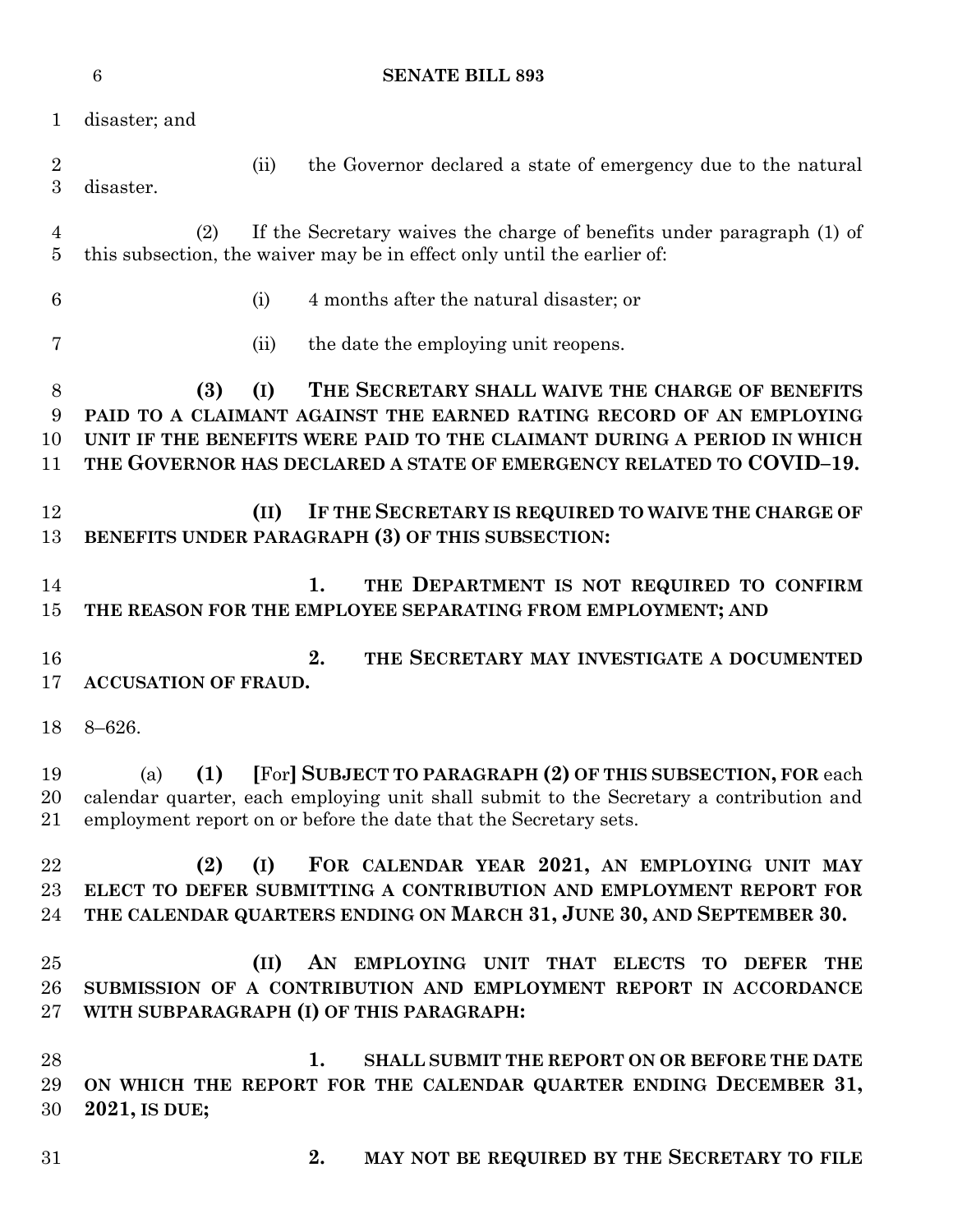disaster; and

(ii) the Governor declared a state of emergency due to the natural disaster.

(2) If the Secretary waives the charge of benefits under paragraph (1) of this subsection, the waiver may be in effect only until the earlier of:

(i) 4 months after the natural disaster; or

(ii) the date the employing unit reopens.

**(3) (I) THE SECRETARY SHALL WAIVE THE CHARGE OF BENEFITS PAID TO A CLAIMANT AGAINST THE EARNED RATING RECORD OF AN EMPLOYING UNIT IF THE BENEFITS WERE PAID TO THE CLAIMANT DURING A PERIOD IN WHICH THE GOVERNOR HAS DECLARED A STATE OF EMERGENCY RELATED TO COVID–19.**

**(II) IF THE SECRETARY IS REQUIRED TO WAIVE THE CHARGE OF BENEFITS UNDER PARAGRAPH (3) OF THIS SUBSECTION:**

**1. THE DEPARTMENT IS NOT REQUIRED TO CONFIRM THE REASON FOR THE EMPLOYEE SEPARATING FROM EMPLOYMENT; AND**

**2. THE SECRETARY MAY INVESTIGATE A DOCUMENTED ACCUSATION OF FRAUD.**

8–626.

(a) **(1)** [For] **SUBJECT TO PARAGRAPH (2) OF THIS SUBSECTION, FOR** each calendar quarter, each employing unit shall submit to the Secretary a contribution and employment report on or before the date that the Secretary sets.

**(2) (I) FOR CALENDAR YEAR 2021, AN EMPLOYING UNIT MAY ELECT TO DEFER SUBMITTING A CONTRIBUTION AND EMPLOYMENT REPORT FOR THE CALENDAR QUARTERS ENDING ON MARCH 31, JUNE 30, AND SEPTEMBER 30.**

**(II) AN EMPLOYING UNIT THAT ELECTS TO DEFER THE SUBMISSION OF A CONTRIBUTION AND EMPLOYMENT REPORT IN ACCORDANCE WITH SUBPARAGRAPH (I) OF THIS PARAGRAPH:**

**1. SHALL SUBMIT THE REPORT ON OR BEFORE THE DATE ON WHICH THE REPORT FOR THE CALENDAR QUARTER ENDING DECEMBER 31, 2021, IS DUE;**

**2. MAY NOT BE REQUIRED BY THE SECRETARY TO FILE**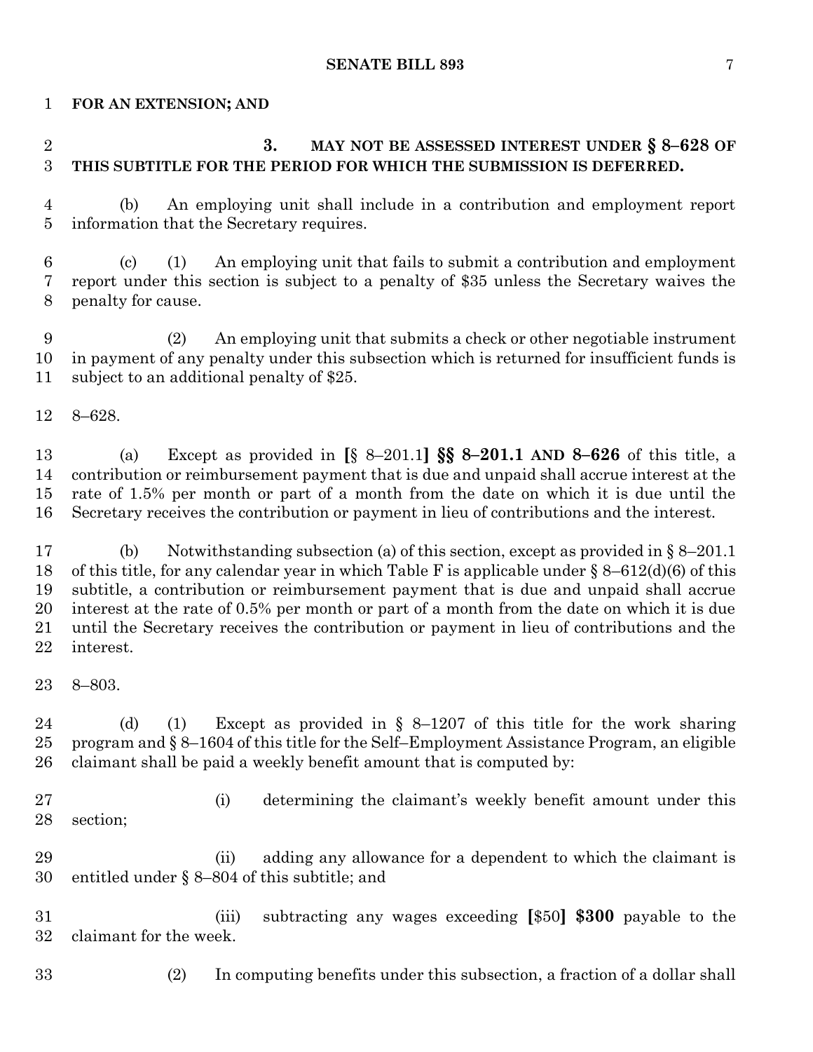**FOR AN EXTENSION; AND**

**3. MAY NOT BE ASSESSED INTEREST UNDER § 8–628 OF THIS SUBTITLE FOR THE PERIOD FOR WHICH THE SUBMISSION IS DEFERRED.**

(b) An employing unit shall include in a contribution and employment report information that the Secretary requires.

(c) (1) An employing unit that fails to submit a contribution and employment report under this section is subject to a penalty of $35 unless the Secretary waives the penalty for cause.

(2) An employing unit that submits a check or other negotiable instrument in payment of any penalty under this subsection which is returned for insufficient funds is subject to an additional penalty of $25.

8–628.

(a) Except as provided in [§ 8–201.1] **§§ 8–201.1 AND 8–626** of this title, a contribution or reimbursement payment that is due and unpaid shall accrue interest at the rate of 1.5% per month or part of a month from the date on which it is due until the Secretary receives the contribution or payment in lieu of contributions and the interest.

(b) Notwithstanding subsection (a) of this section, except as provided in § 8–201.1 of this title, for any calendar year in which Table F is applicable under § 8–612(d)(6) of this subtitle, a contribution or reimbursement payment that is due and unpaid shall accrue interest at the rate of 0.5% per month or part of a month from the date on which it is due until the Secretary receives the contribution or payment in lieu of contributions and the interest.

8–803.

(d) (1) Except as provided in § 8–1207 of this title for the work sharing program and § 8–1604 of this title for the Self–Employment Assistance Program, an eligible claimant shall be paid a weekly benefit amount that is computed by:

(i) determining the claimant's weekly benefit amount under this section;

(ii) adding any allowance for a dependent to which the claimant is entitled under § 8–804 of this subtitle; and

(iii) subtracting any wages exceeding [$50] **$300** payable to the claimant for the week.

(2) In computing benefits under this subsection, a fraction of a dollar shall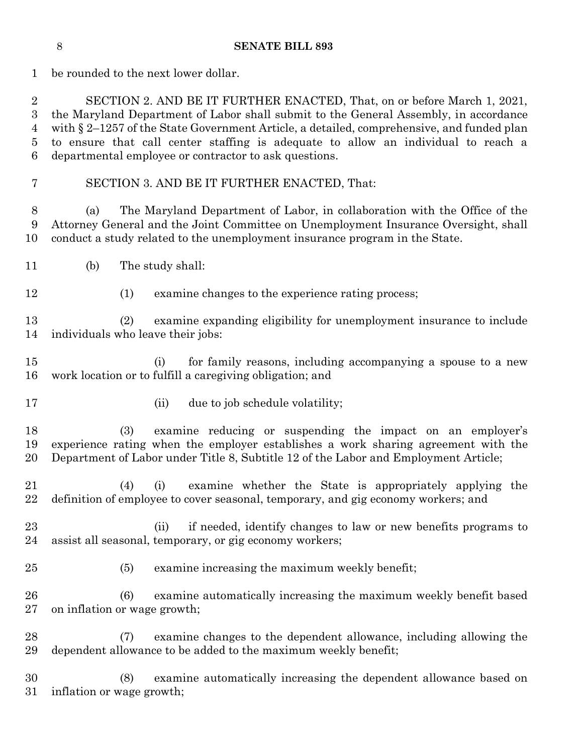be rounded to the next lower dollar.

SECTION 2. AND BE IT FURTHER ENACTED, That, on or before March 1, 2021, the Maryland Department of Labor shall submit to the General Assembly, in accordance with § 2–1257 of the State Government Article, a detailed, comprehensive, and funded plan to ensure that call center staffing is adequate to allow an individual to reach a departmental employee or contractor to ask questions.

SECTION 3. AND BE IT FURTHER ENACTED, That:

(a) The Maryland Department of Labor, in collaboration with the Office of the Attorney General and the Joint Committee on Unemployment Insurance Oversight, shall conduct a study related to the unemployment insurance program in the State.

(b) The study shall:

(1) examine changes to the experience rating process;

(2) examine expanding eligibility for unemployment insurance to include individuals who leave their jobs:

(i) for family reasons, including accompanying a spouse to a new work location or to fulfill a caregiving obligation; and

(ii) due to job schedule volatility;

(3) examine reducing or suspending the impact on an employer's experience rating when the employer establishes a work sharing agreement with the Department of Labor under Title 8, Subtitle 12 of the Labor and Employment Article;

(4) (i) examine whether the State is appropriately applying the definition of employee to cover seasonal, temporary, and gig economy workers; and

(ii) if needed, identify changes to law or new benefits programs to assist all seasonal, temporary, or gig economy workers;

(5) examine increasing the maximum weekly benefit;

(6) examine automatically increasing the maximum weekly benefit based on inflation or wage growth;

(7) examine changes to the dependent allowance, including allowing the dependent allowance to be added to the maximum weekly benefit;

(8) examine automatically increasing the dependent allowance based on inflation or wage growth;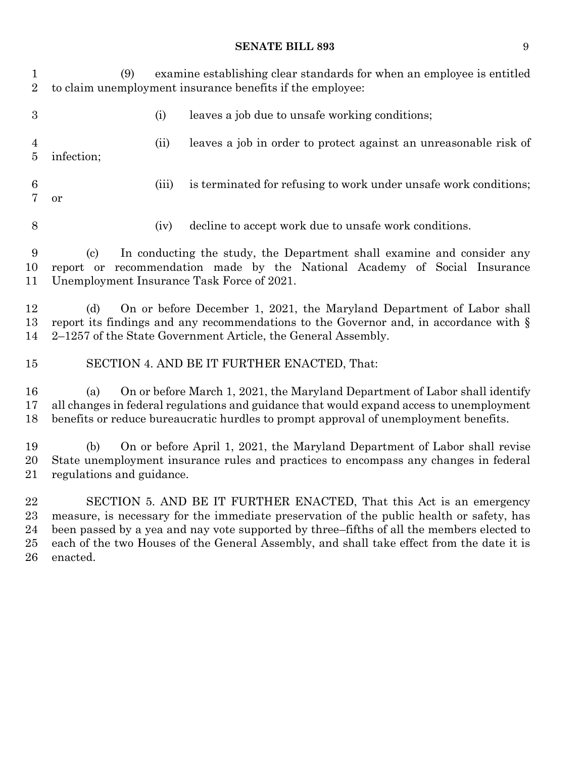(9) examine establishing clear standards for when an employee is entitled to claim unemployment insurance benefits if the employee:

(i) leaves a job due to unsafe working conditions;

(ii) leaves a job in order to protect against an unreasonable risk of infection;

(iii) is terminated for refusing to work under unsafe work conditions; or

(iv) decline to accept work due to unsafe work conditions.

(c) In conducting the study, the Department shall examine and consider any report or recommendation made by the National Academy of Social Insurance Unemployment Insurance Task Force of 2021.

(d) On or before December 1, 2021, the Maryland Department of Labor shall report its findings and any recommendations to the Governor and, in accordance with § 2–1257 of the State Government Article, the General Assembly.

SECTION 4. AND BE IT FURTHER ENACTED, That:

(a) On or before March 1, 2021, the Maryland Department of Labor shall identify all changes in federal regulations and guidance that would expand access to unemployment benefits or reduce bureaucratic hurdles to prompt approval of unemployment benefits.

(b) On or before April 1, 2021, the Maryland Department of Labor shall revise State unemployment insurance rules and practices to encompass any changes in federal regulations and guidance.

SECTION 5. AND BE IT FURTHER ENACTED, That this Act is an emergency measure, is necessary for the immediate preservation of the public health or safety, has been passed by a yea and nay vote supported by three–fifths of all the members elected to each of the two Houses of the General Assembly, and shall take effect from the date it is enacted.